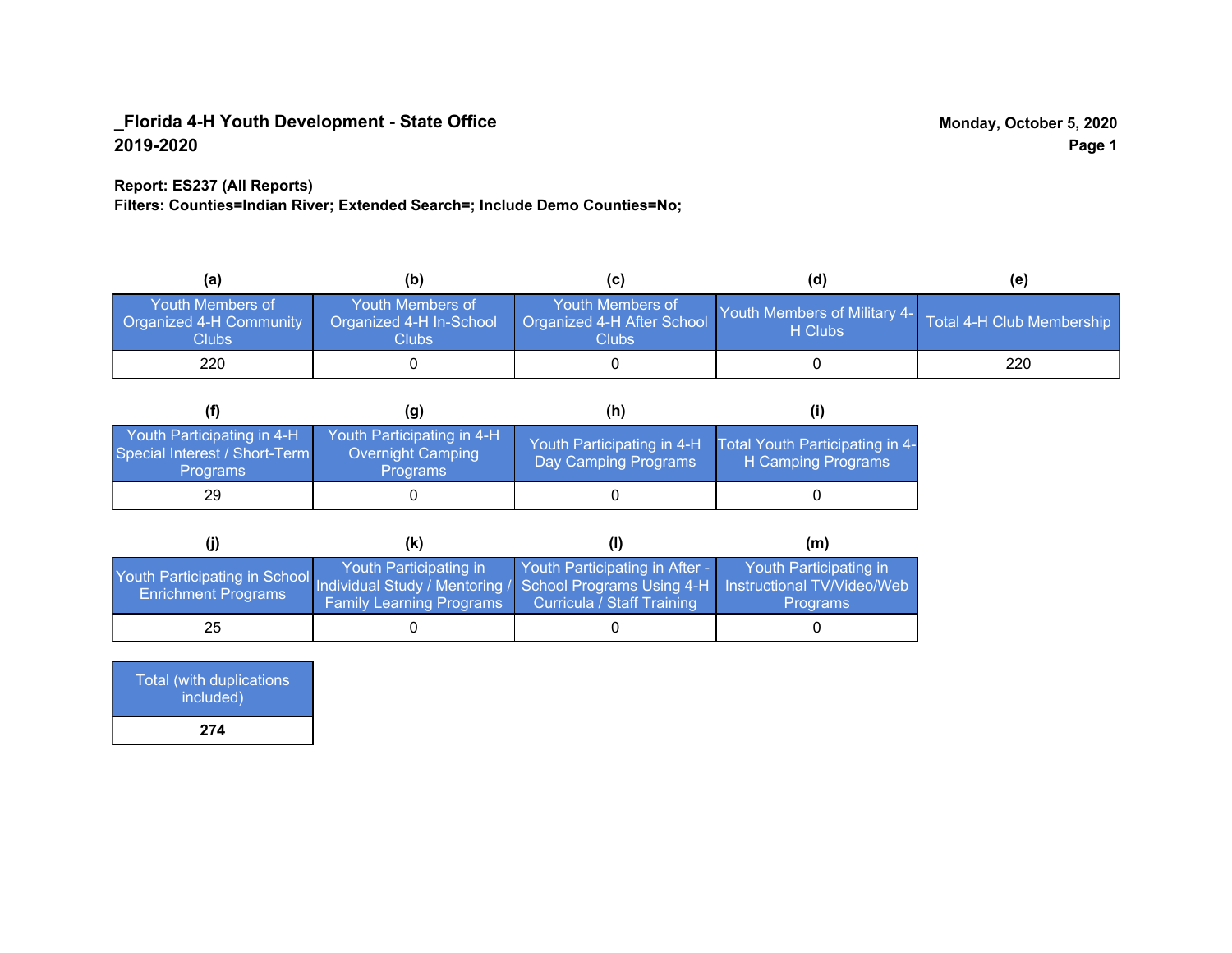**_Florida 4-H Youth Development - State Office**
**2019-2020**

**Monday, October 5, 2020**

**Report: ES237 (All Reports)**
**Filters: Counties=Indian River; Extended Search=; Include Demo Counties=No;**

| (a) | (b) | (c) | (d) | (e) |
|---|---|---|---|---|
| Youth Members of Organized 4-H Community Clubs | Youth Members of Organized 4-H In-School Clubs | Youth Members of Organized 4-H After School Clubs | Youth Members of Military 4-H Clubs | Total 4-H Club Membership |
| 220 | 0 | 0 | 0 | 220 |

| (f) | (g) | (h) | (i) |
|---|---|---|---|
| Youth Participating in 4-H Special Interest / Short-Term Programs | Youth Participating in 4-H Overnight Camping Programs | Youth Participating in 4-H Day Camping Programs | Total Youth Participating in 4-H Camping Programs |
| 29 | 0 | 0 | 0 |

| (j) | (k) | (l) | (m) |
|---|---|---|---|
| Youth Participating in School Enrichment Programs | Youth Participating in Individual Study / Mentoring / Family Learning Programs | Youth Participating in After - School Programs Using 4-H Curricula / Staff Training | Youth Participating in Instructional TV/Video/Web Programs |
| 25 | 0 | 0 | 0 |

| Total (with duplications included) |
|---|
| **274** |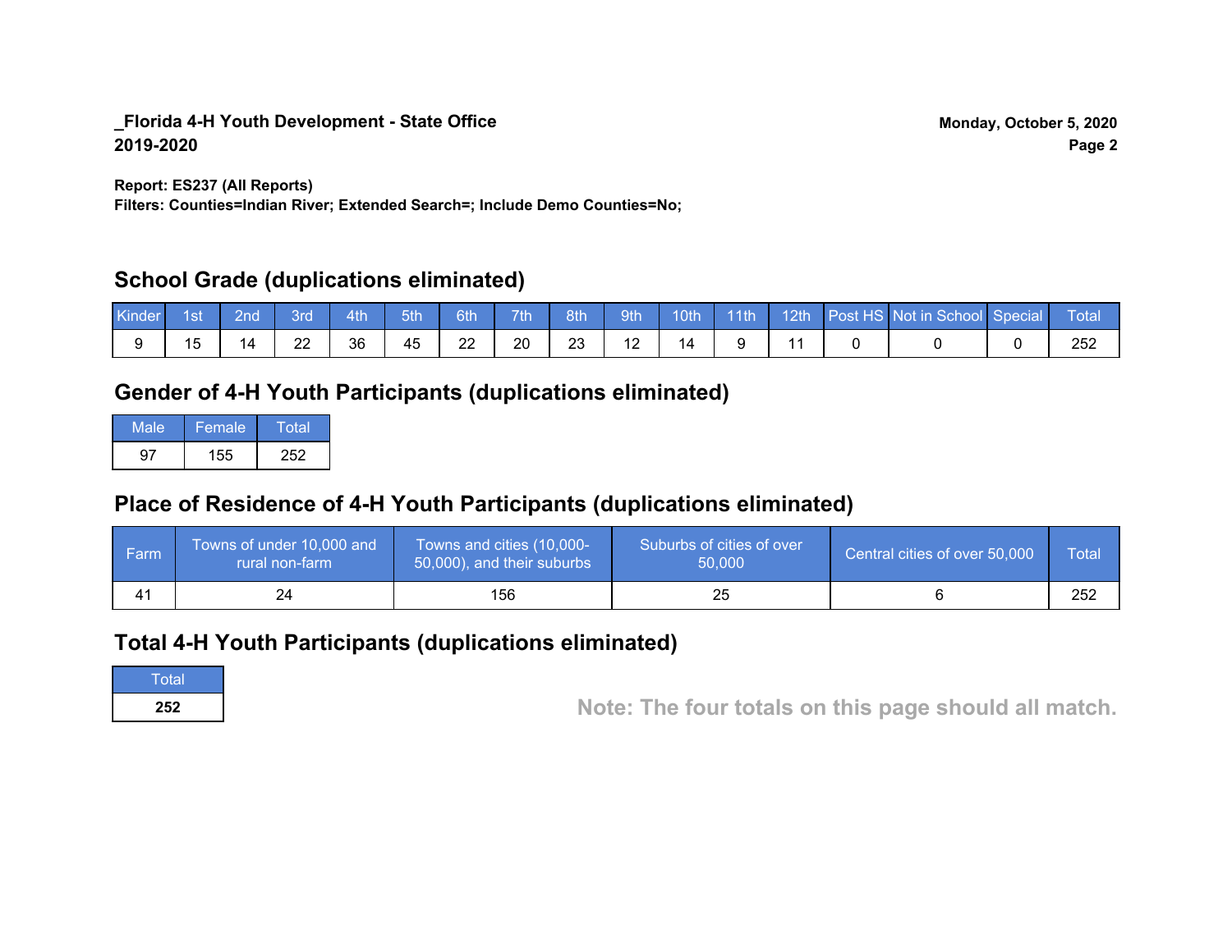**_Florida 4-H Youth Development - State Office**
**2019-2020**

**Monday, October 5, 2020**

**Report: ES237 (All Reports)**
**Filters: Counties=Indian River; Extended Search=; Include Demo Counties=No;**

## School Grade (duplications eliminated)

| Kinder | 1st | 2nd | 3rd | 4th | 5th | 6th | 7th | 8th | 9th | 10th | 11th | 12th | Post HS | Not in School | Special | Total |
|---|---|---|---|---|---|---|---|---|---|---|---|---|---|---|---|---|
| 9 | 15 | 14 | 22 | 36 | 45 | 22 | 20 | 23 | 12 | 14 | 9 | 11 | 0 | 0 | 0 | 252 |

## Gender of 4-H Youth Participants (duplications eliminated)

| Male | Female | Total |
|---|---|---|
| 97 | 155 | 252 |

## Place of Residence of 4-H Youth Participants (duplications eliminated)

| Farm | Towns of under 10,000 and rural non-farm | Towns and cities (10,000-50,000), and their suburbs | Suburbs of cities of over 50,000 | Central cities of over 50,000 | Total |
|---|---|---|---|---|---|
| 41 | 24 | 156 | 25 | 6 | 252 |

## Total 4-H Youth Participants (duplications eliminated)

| Total |
|---|
| **252** |

**Note: The four totals on this page should all match.**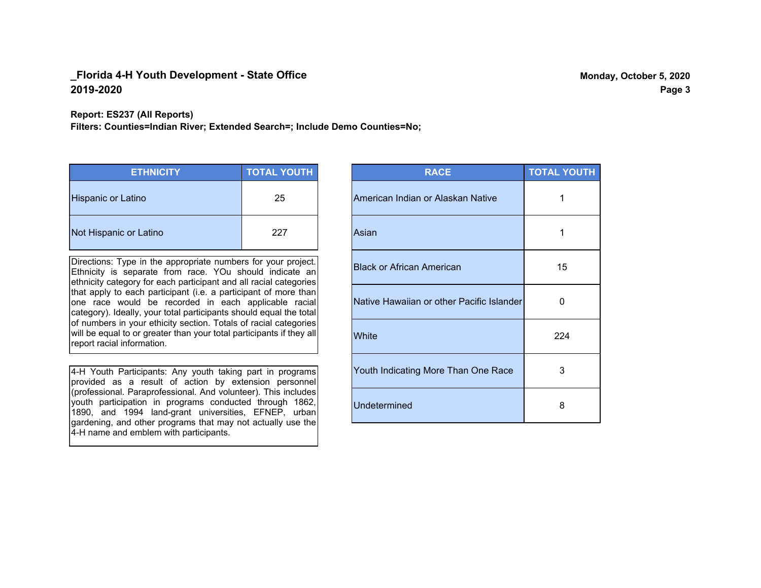**_Florida 4-H Youth Development - State Office**
**2019-2020**

**Monday, October 5, 2020**

**Report: ES237 (All Reports)**
**Filters: Counties=Indian River; Extended Search=; Include Demo Counties=No;**

| ETHNICITY | TOTAL YOUTH |
|---|---|
| Hispanic or Latino | 25 |
| Not Hispanic or Latino | 227 |

Directions: Type in the appropriate numbers for your project. Ethnicity is separate from race. YOu should indicate an ethnicity category for each participant and all racial categories that apply to each participant (i.e. a participant of more than one race would be recorded in each applicable racial category). Ideally, your total participants should equal the total of numbers in your ethicity section. Totals of racial categories will be equal to or greater than your total participants if they all report racial information.

4-H Youth Participants: Any youth taking part in programs provided as a result of action by extension personnel (professional. Paraprofessional. And volunteer). This includes youth participation in programs conducted through 1862, 1890, and 1994 land-grant universities, EFNEP, urban gardening, and other programs that may not actually use the 4-H name and emblem with participants.

| RACE | TOTAL YOUTH |
|---|---|
| American Indian or Alaskan Native | 1 |
| Asian | 1 |
| Black or African American | 15 |
| Native Hawaiian or other Pacific Islander | 0 |
| White | 224 |
| Youth Indicating More Than One Race | 3 |
| Undetermined | 8 |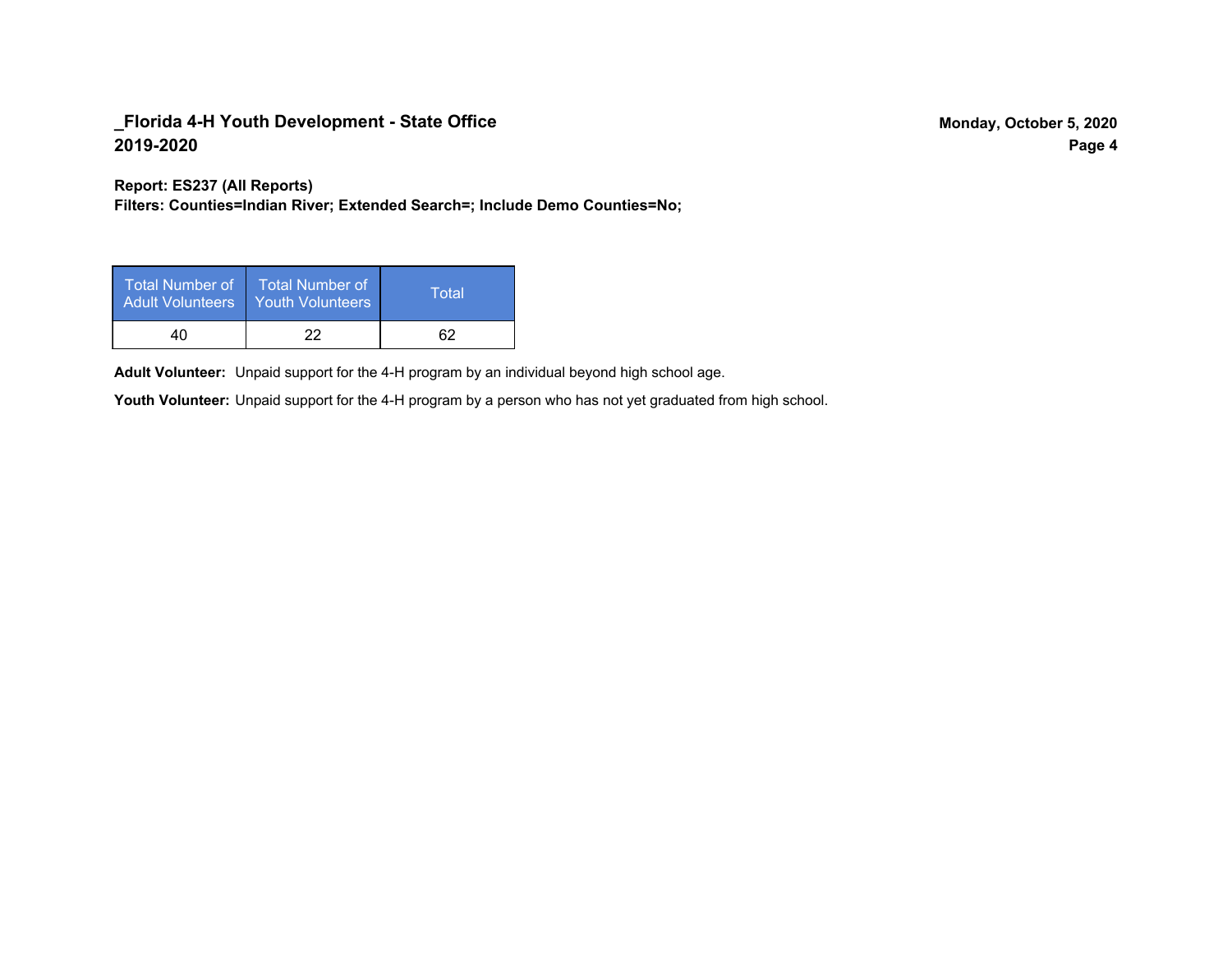**Report: ES237 (All Reports)**
**Filters: Counties=Indian River; Extended Search=; Include Demo Counties=No;**

| Total Number of Adult Volunteers | Total Number of Youth Volunteers | Total |
|---|---|---|
| 40 | 22 | 62 |

**Adult Volunteer:** Unpaid support for the 4-H program by an individual beyond high school age.

**Youth Volunteer:** Unpaid support for the 4-H program by a person who has not yet graduated from high school.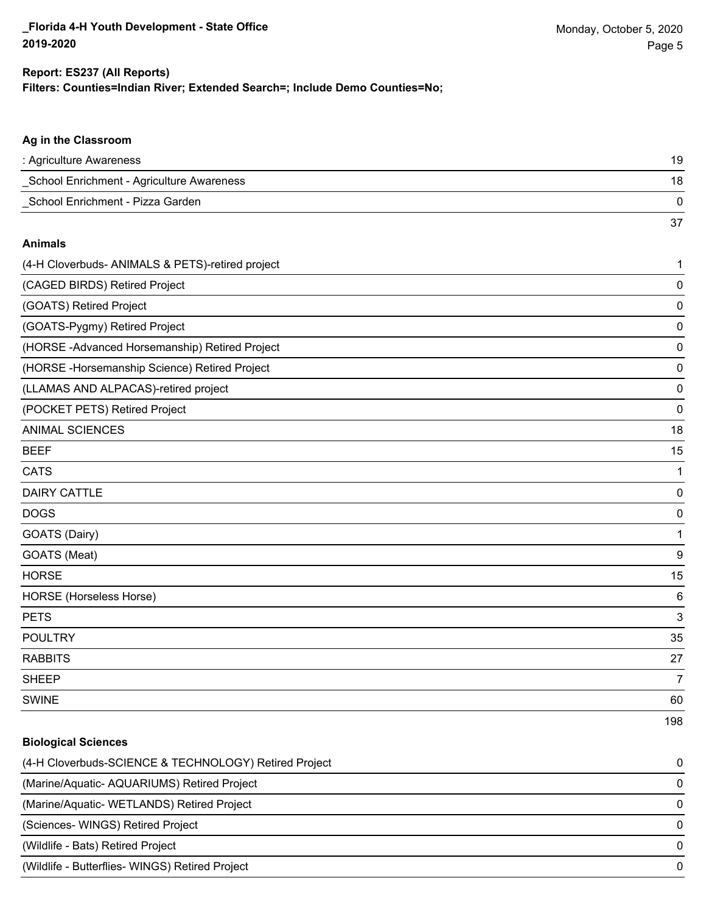**Report: ES237 (All Reports)**

**Filters: Counties=Indian River; Extended Search=; Include Demo Counties=No;**

### Ag in the Classroom

| | |
|---|---|
| : Agriculture Awareness | 19 |
| _School Enrichment - Agriculture Awareness | 18 |
| _School Enrichment - Pizza Garden | 0 |
| | 37 |

### Animals

| | |
|---|---|
| (4-H Cloverbuds- ANIMALS & PETS)-retired project | 1 |
| (CAGED BIRDS) Retired Project | 0 |
| (GOATS) Retired Project | 0 |
| (GOATS-Pygmy) Retired Project | 0 |
| (HORSE -Advanced Horsemanship) Retired Project | 0 |
| (HORSE -Horsemanship Science) Retired Project | 0 |
| (LLAMAS AND ALPACAS)-retired project | 0 |
| (POCKET PETS) Retired Project | 0 |
| ANIMAL SCIENCES | 18 |
| BEEF | 15 |
| CATS | 1 |
| DAIRY CATTLE | 0 |
| DOGS | 0 |
| GOATS (Dairy) | 1 |
| GOATS (Meat) | 9 |
| HORSE | 15 |
| HORSE (Horseless Horse) | 6 |
| PETS | 3 |
| POULTRY | 35 |
| RABBITS | 27 |
| SHEEP | 7 |
| SWINE | 60 |
| | 198 |

### Biological Sciences

| | |
|---|---|
| (4-H Cloverbuds-SCIENCE & TECHNOLOGY) Retired Project | 0 |
| (Marine/Aquatic- AQUARIUMS) Retired Project | 0 |
| (Marine/Aquatic- WETLANDS) Retired Project | 0 |
| (Sciences- WINGS) Retired Project | 0 |
| (Wildlife - Bats) Retired Project | 0 |
| (Wildlife - Butterflies- WINGS) Retired Project | 0 |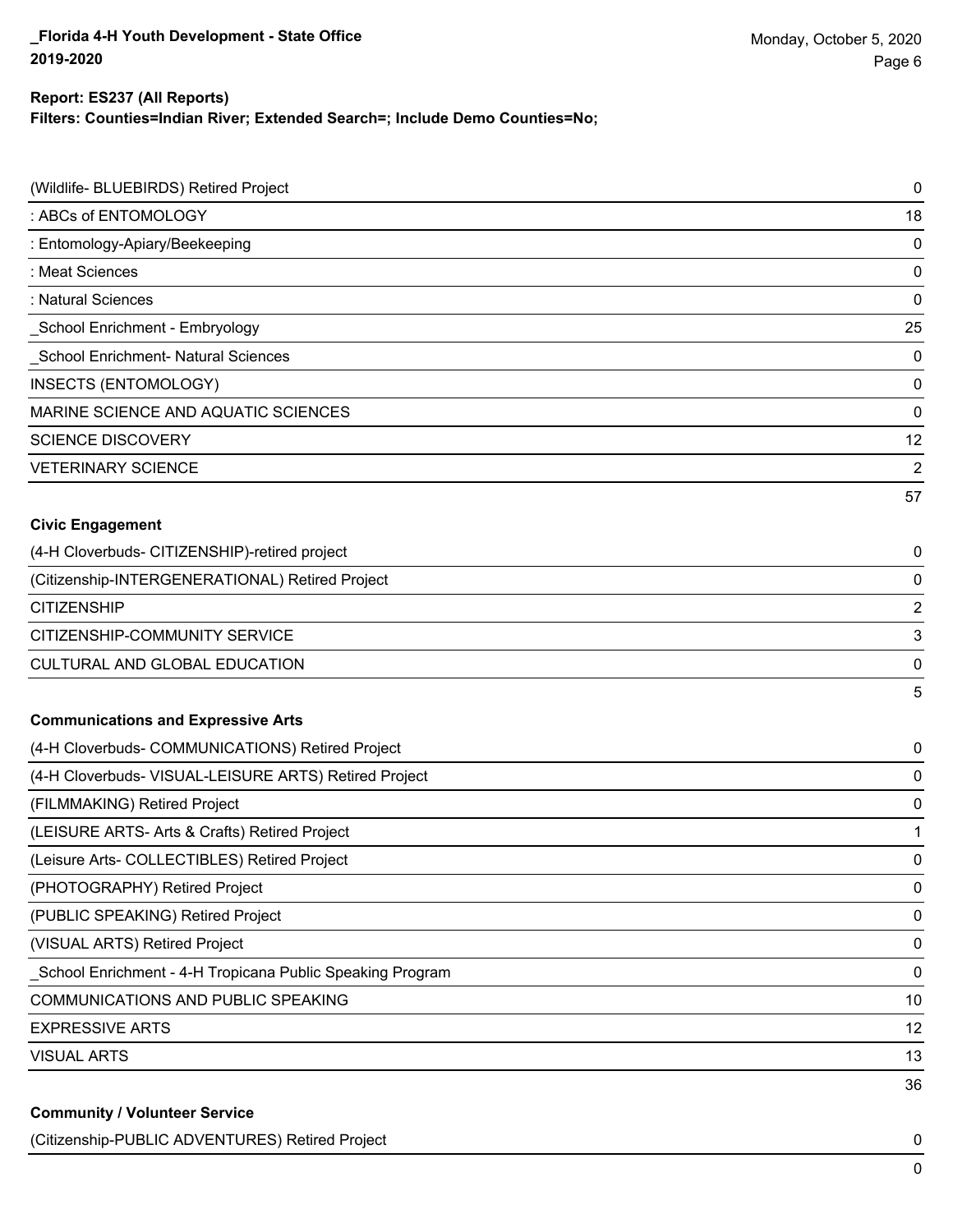**Report: ES237 (All Reports)**
**Filters: Counties=Indian River; Extended Search=; Include Demo Counties=No;**

| | |
|---|---|
| (Wildlife- BLUEBIRDS) Retired Project | 0 |
| : ABCs of ENTOMOLOGY | 18 |
| : Entomology-Apiary/Beekeeping | 0 |
| : Meat Sciences | 0 |
| : Natural Sciences | 0 |
| _School Enrichment - Embryology | 25 |
| _School Enrichment- Natural Sciences | 0 |
| INSECTS (ENTOMOLOGY) | 0 |
| MARINE SCIENCE AND AQUATIC SCIENCES | 0 |
| SCIENCE DISCOVERY | 12 |
| VETERINARY SCIENCE | 2 |
| | 57 |

**Civic Engagement**

| | |
|---|---|
| (4-H Cloverbuds- CITIZENSHIP)-retired project | 0 |
| (Citizenship-INTERGENERATIONAL) Retired Project | 0 |
| CITIZENSHIP | 2 |
| CITIZENSHIP-COMMUNITY SERVICE | 3 |
| CULTURAL AND GLOBAL EDUCATION | 0 |
| | 5 |

**Communications and Expressive Arts**

| | |
|---|---|
| (4-H Cloverbuds- COMMUNICATIONS) Retired Project | 0 |
| (4-H Cloverbuds- VISUAL-LEISURE ARTS) Retired Project | 0 |
| (FILMMAKING) Retired Project | 0 |
| (LEISURE ARTS- Arts & Crafts) Retired Project | 1 |
| (Leisure Arts- COLLECTIBLES) Retired Project | 0 |
| (PHOTOGRAPHY) Retired Project | 0 |
| (PUBLIC SPEAKING) Retired Project | 0 |
| (VISUAL ARTS) Retired Project | 0 |
| _School Enrichment - 4-H Tropicana Public Speaking Program | 0 |
| COMMUNICATIONS AND PUBLIC SPEAKING | 10 |
| EXPRESSIVE ARTS | 12 |
| VISUAL ARTS | 13 |
| | 36 |

**Community / Volunteer Service**

| | |
|---|---|
| (Citizenship-PUBLIC ADVENTURES) Retired Project | 0 |
| | 0 |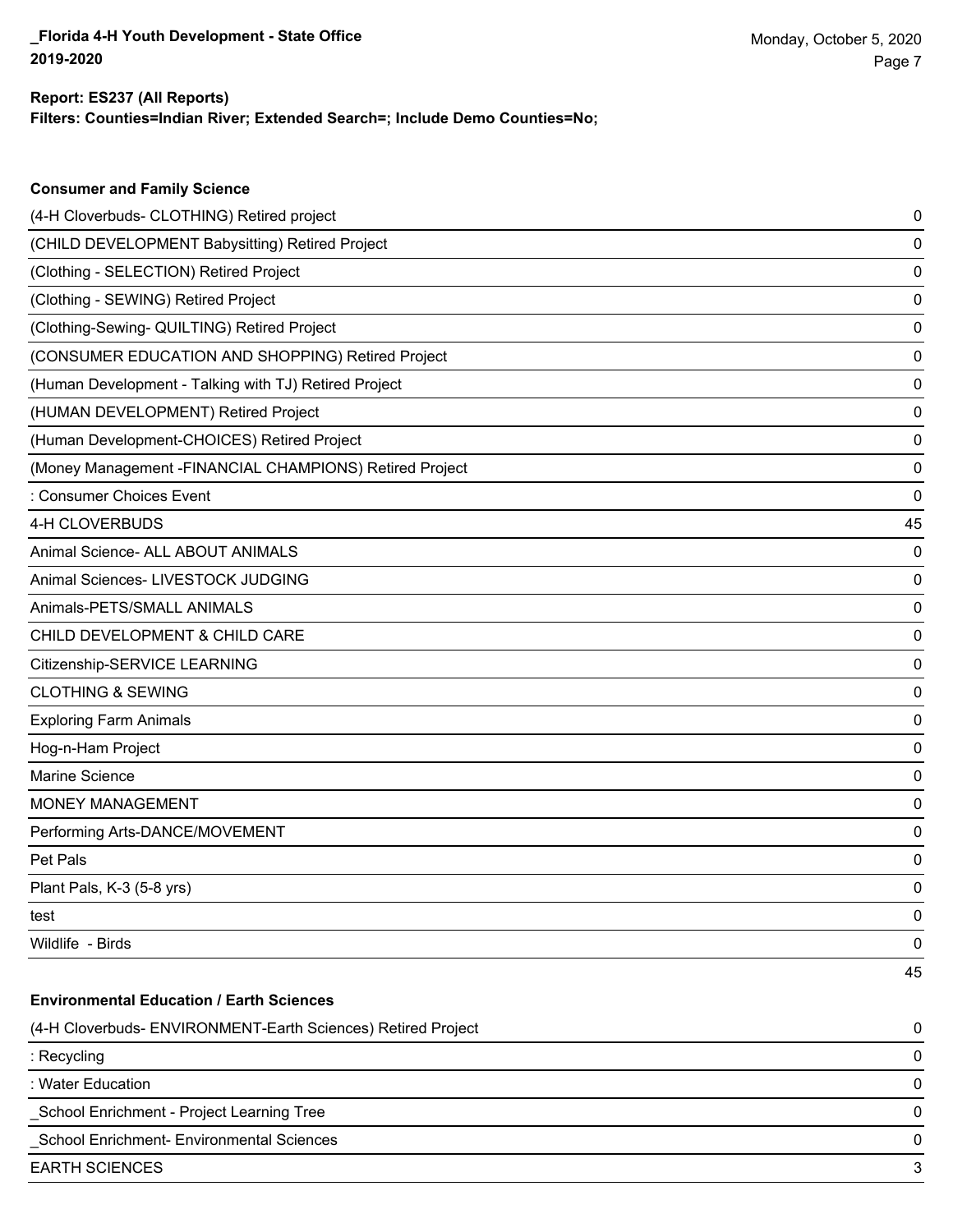**Report: ES237 (All Reports)**

**Filters: Counties=Indian River; Extended Search=; Include Demo Counties=No;**

### Consumer and Family Science

| Project | Count |
|---|---|
| (4-H Cloverbuds- CLOTHING) Retired project | 0 |
| (CHILD DEVELOPMENT Babysitting) Retired Project | 0 |
| (Clothing - SELECTION) Retired Project | 0 |
| (Clothing - SEWING) Retired Project | 0 |
| (Clothing-Sewing- QUILTING) Retired Project | 0 |
| (CONSUMER EDUCATION AND SHOPPING) Retired Project | 0 |
| (Human Development - Talking with TJ) Retired Project | 0 |
| (HUMAN DEVELOPMENT) Retired Project | 0 |
| (Human Development-CHOICES) Retired Project | 0 |
| (Money Management -FINANCIAL CHAMPIONS) Retired Project | 0 |
| : Consumer Choices Event | 0 |
| 4-H CLOVERBUDS | 45 |
| Animal Science- ALL ABOUT ANIMALS | 0 |
| Animal Sciences- LIVESTOCK JUDGING | 0 |
| Animals-PETS/SMALL ANIMALS | 0 |
| CHILD DEVELOPMENT & CHILD CARE | 0 |
| Citizenship-SERVICE LEARNING | 0 |
| CLOTHING & SEWING | 0 |
| Exploring Farm Animals | 0 |
| Hog-n-Ham Project | 0 |
| Marine Science | 0 |
| MONEY MANAGEMENT | 0 |
| Performing Arts-DANCE/MOVEMENT | 0 |
| Pet Pals | 0 |
| Plant Pals, K-3 (5-8 yrs) | 0 |
| test | 0 |
| Wildlife - Birds | 0 |
| | 45 |

### Environmental Education / Earth Sciences

| Project | Count |
|---|---|
| (4-H Cloverbuds- ENVIRONMENT-Earth Sciences) Retired Project | 0 |
| : Recycling | 0 |
| : Water Education | 0 |
| _School Enrichment - Project Learning Tree | 0 |
| _School Enrichment- Environmental Sciences | 0 |
| EARTH SCIENCES | 3 |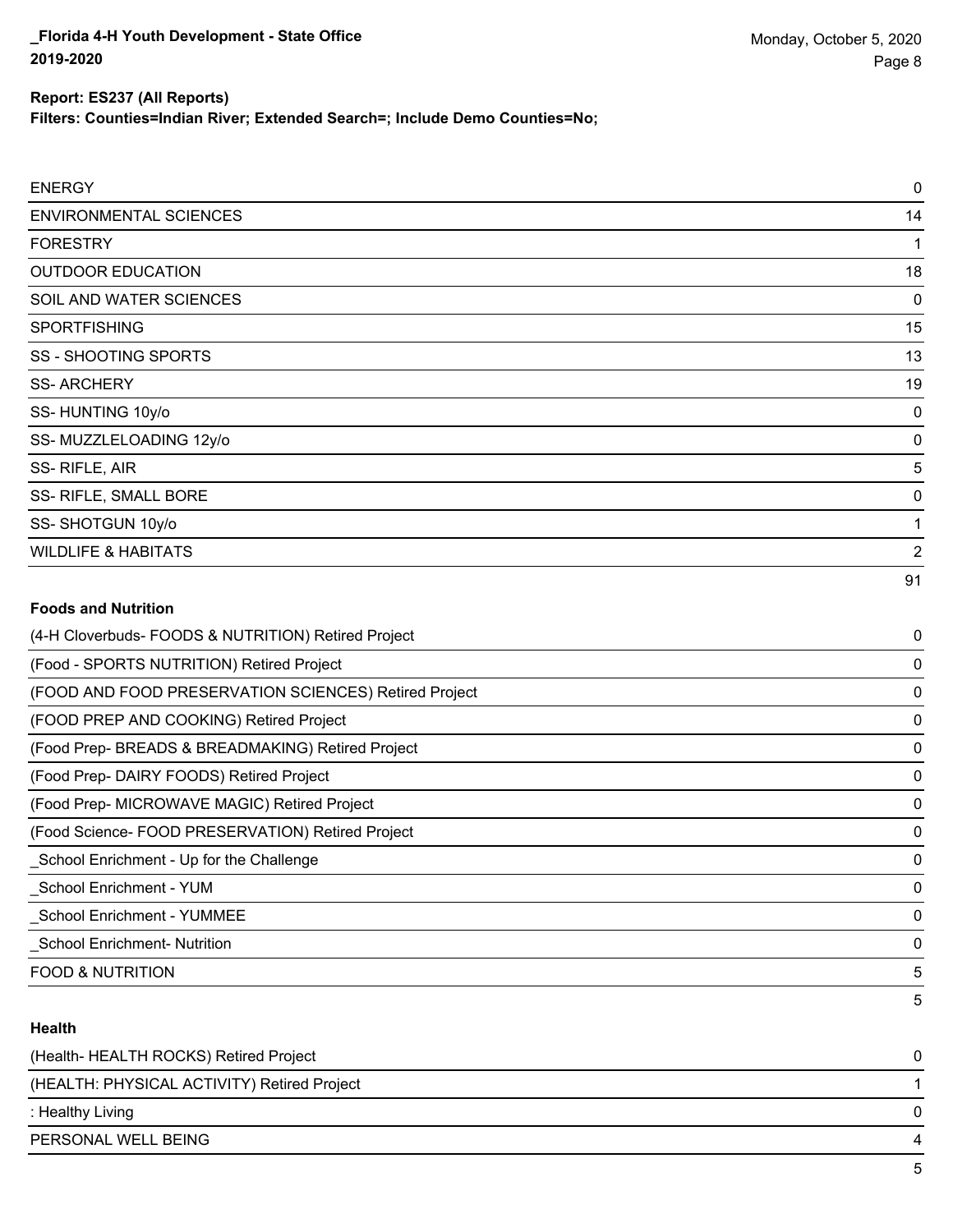**Report: ES237 (All Reports)**
**Filters: Counties=Indian River; Extended Search=; Include Demo Counties=No;**

| | |
|---|---|
| ENERGY | 0 |
| ENVIRONMENTAL SCIENCES | 14 |
| FORESTRY | 1 |
| OUTDOOR EDUCATION | 18 |
| SOIL AND WATER SCIENCES | 0 |
| SPORTFISHING | 15 |
| SS - SHOOTING SPORTS | 13 |
| SS- ARCHERY | 19 |
| SS- HUNTING 10y/o | 0 |
| SS- MUZZLELOADING 12y/o | 0 |
| SS- RIFLE, AIR | 5 |
| SS- RIFLE, SMALL BORE | 0 |
| SS- SHOTGUN 10y/o | 1 |
| WILDLIFE & HABITATS | 2 |
| | 91 |

**Foods and Nutrition**

| | |
|---|---|
| (4-H Cloverbuds- FOODS & NUTRITION) Retired Project | 0 |
| (Food - SPORTS NUTRITION) Retired Project | 0 |
| (FOOD AND FOOD PRESERVATION SCIENCES) Retired Project | 0 |
| (FOOD PREP AND COOKING) Retired Project | 0 |
| (Food Prep- BREADS & BREADMAKING) Retired Project | 0 |
| (Food Prep- DAIRY FOODS) Retired Project | 0 |
| (Food Prep- MICROWAVE MAGIC) Retired Project | 0 |
| (Food Science- FOOD PRESERVATION) Retired Project | 0 |
| _School Enrichment - Up for the Challenge | 0 |
| _School Enrichment - YUM | 0 |
| _School Enrichment - YUMMEE | 0 |
| _School Enrichment- Nutrition | 0 |
| FOOD & NUTRITION | 5 |
| | 5 |

**Health**

| | |
|---|---|
| (Health- HEALTH ROCKS) Retired Project | 0 |
| (HEALTH: PHYSICAL ACTIVITY) Retired Project | 1 |
| : Healthy Living | 0 |
| PERSONAL WELL BEING | 4 |
| | 5 |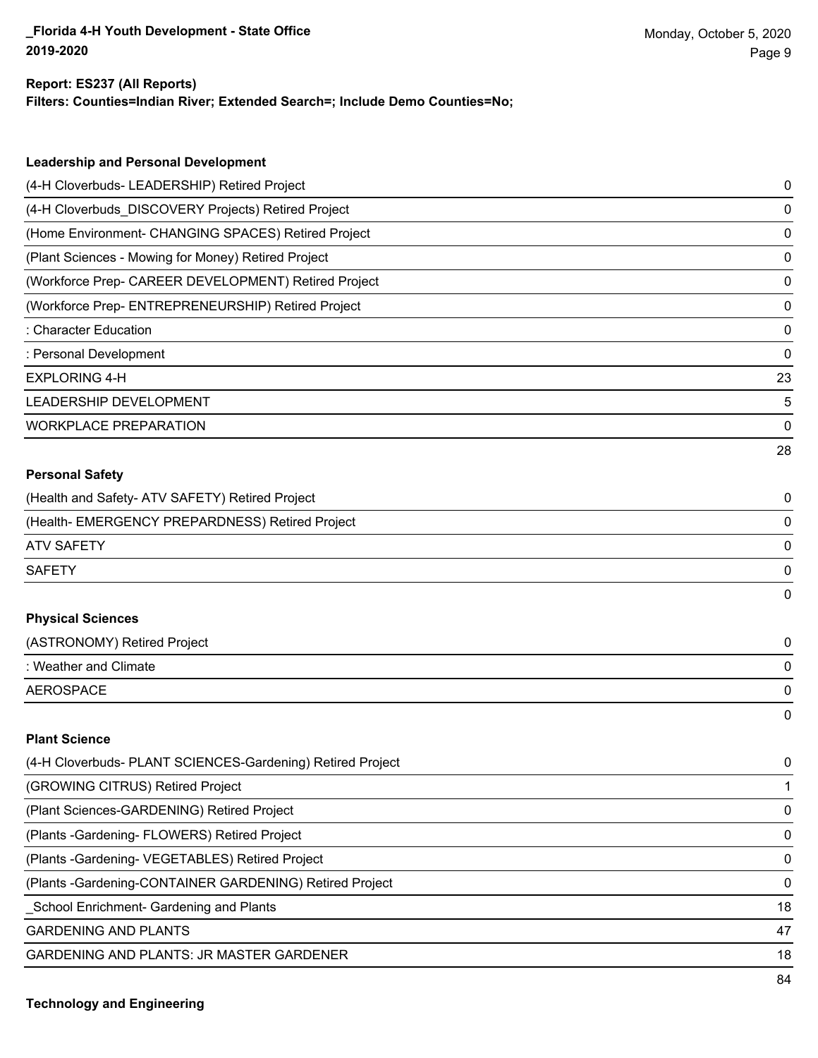**Report: ES237 (All Reports)**
**Filters: Counties=Indian River; Extended Search=; Include Demo Counties=No;**

### Leadership and Personal Development

| | |
|---|---|
| (4-H Cloverbuds- LEADERSHIP) Retired Project | 0 |
| (4-H Cloverbuds_DISCOVERY Projects) Retired Project | 0 |
| (Home Environment- CHANGING SPACES) Retired Project | 0 |
| (Plant Sciences - Mowing for Money) Retired Project | 0 |
| (Workforce Prep- CAREER DEVELOPMENT) Retired Project | 0 |
| (Workforce Prep- ENTREPRENEURSHIP) Retired Project | 0 |
| : Character Education | 0 |
| : Personal Development | 0 |
| EXPLORING 4-H | 23 |
| LEADERSHIP DEVELOPMENT | 5 |
| WORKPLACE PREPARATION | 0 |
| | 28 |

### Personal Safety

| | |
|---|---|
| (Health and Safety- ATV SAFETY) Retired Project | 0 |
| (Health- EMERGENCY PREPARDNESS) Retired Project | 0 |
| ATV SAFETY | 0 |
| SAFETY | 0 |
| | 0 |

### Physical Sciences

| | |
|---|---|
| (ASTRONOMY) Retired Project | 0 |
| : Weather and Climate | 0 |
| AEROSPACE | 0 |
| | 0 |

### Plant Science

| | |
|---|---|
| (4-H Cloverbuds- PLANT SCIENCES-Gardening) Retired Project | 0 |
| (GROWING CITRUS) Retired Project | 1 |
| (Plant Sciences-GARDENING) Retired Project | 0 |
| (Plants -Gardening- FLOWERS) Retired Project | 0 |
| (Plants -Gardening- VEGETABLES) Retired Project | 0 |
| (Plants -Gardening-CONTAINER GARDENING) Retired Project | 0 |
| _School Enrichment- Gardening and Plants | 18 |
| GARDENING AND PLANTS | 47 |
| GARDENING AND PLANTS: JR MASTER GARDENER | 18 |
| | 84 |

### Technology and Engineering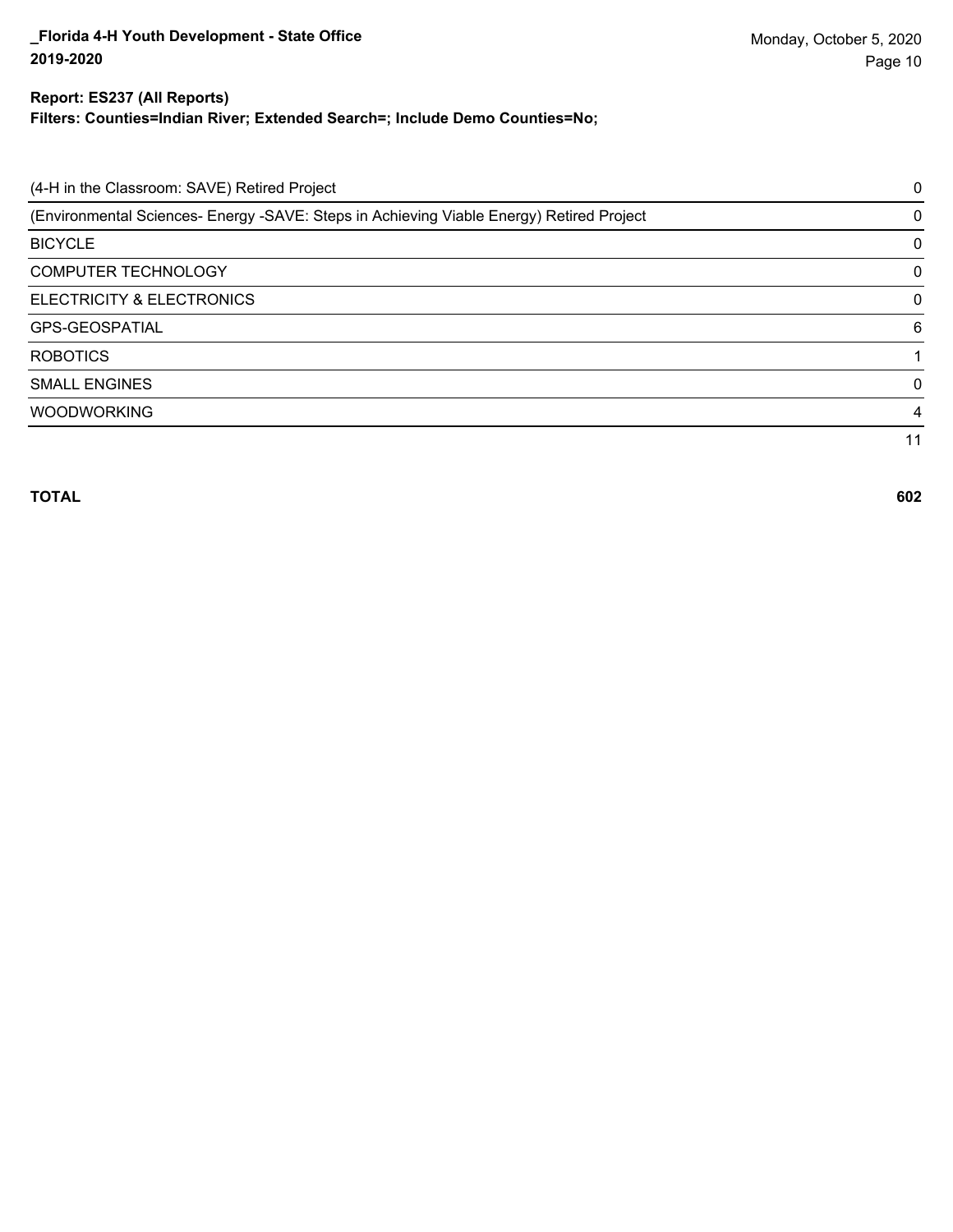**Report: ES237 (All Reports)**
**Filters: Counties=Indian River; Extended Search=; Include Demo Counties=No;**

| | |
|---|---|
| (4-H in the Classroom: SAVE) Retired Project | 0 |
| (Environmental Sciences- Energy -SAVE: Steps in Achieving Viable Energy) Retired Project | 0 |
| BICYCLE | 0 |
| COMPUTER TECHNOLOGY | 0 |
| ELECTRICITY & ELECTRONICS | 0 |
| GPS-GEOSPATIAL | 6 |
| ROBOTICS | 1 |
| SMALL ENGINES | 0 |
| WOODWORKING | 4 |
| | 11 |

**TOTAL** **602**